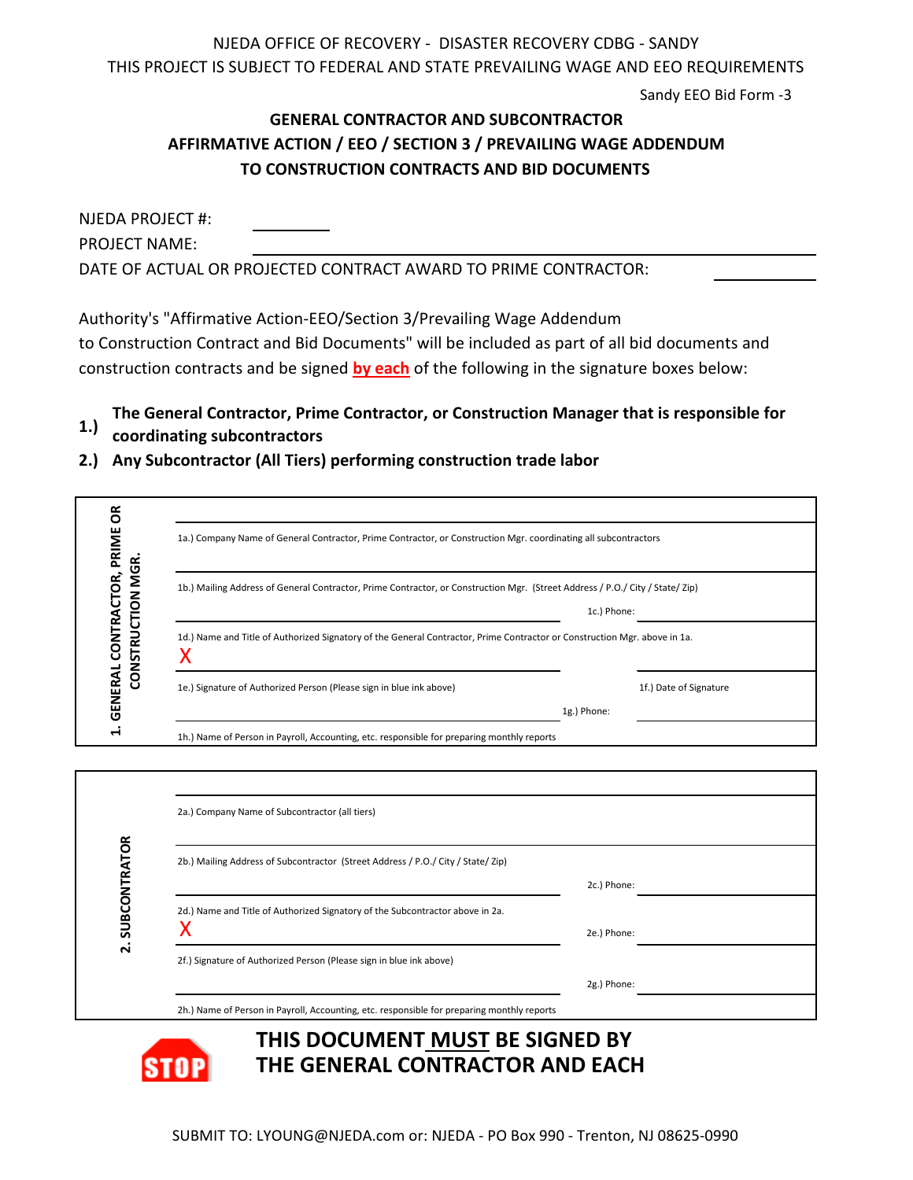NJEDA OFFICE OF RECOVERY - DISASTER RECOVERY CDBG - SANDY
THIS PROJECT IS SUBJECT TO FEDERAL AND STATE PREVAILING WAGE AND EEO REQUIREMENTS

Sandy EEO Bid Form -3

## GENERAL CONTRACTOR AND SUBCONTRACTOR AFFIRMATIVE ACTION / EEO / SECTION 3 / PREVAILING WAGE ADDENDUM TO CONSTRUCTION CONTRACTS AND BID DOCUMENTS

NJEDA PROJECT #: ____________

PROJECT NAME: ________________________________________________

DATE OF ACTUAL OR PROJECTED CONTRACT AWARD TO PRIME CONTRACTOR: ____________

Authority's "Affirmative Action-EEO/Section 3/Prevailing Wage Addendum to Construction Contract and Bid Documents" will be included as part of all bid documents and construction contracts and be signed **by each** of the following in the signature boxes below:

1.) **The General Contractor, Prime Contractor, or Construction Manager that is responsible for coordinating subcontractors**
2.) **Any Subcontractor (All Tiers) performing construction trade labor**

**1. GENERAL CONTRACTOR, PRIME OR CONSTRUCTION MGR.**

| | |
|---|---|
| 1a.) Company Name of General Contractor, Prime Contractor, or Construction Mgr. coordinating all subcontractors | |
| 1b.) Mailing Address of General Contractor, Prime Contractor, or Construction Mgr. (Street Address / P.O./ City / State/ Zip) | 1c.) Phone: |
| 1d.) Name and Title of Authorized Signatory of the General Contractor, Prime Contractor or Construction Mgr. above in 1a. | |
| X | |
| 1e.) Signature of Authorized Person (Please sign in blue ink above) | 1f.) Date of Signature |
| | 1g.) Phone: |
| 1h.) Name of Person in Payroll, Accounting, etc. responsible for preparing monthly reports | |

**2. SUBCONTRATOR**

| | |
|---|---|
| 2a.) Company Name of Subcontractor (all tiers) | |
| 2b.) Mailing Address of Subcontractor (Street Address / P.O./ City / State/ Zip) | 2c.) Phone: |
| 2d.) Name and Title of Authorized Signatory of the Subcontractor above in 2a. | |
| X | 2e.) Phone: |
| 2f.) Signature of Authorized Person (Please sign in blue ink above) | |
| | 2g.) Phone: |
| 2h.) Name of Person in Payroll, Accounting, etc. responsible for preparing monthly reports | |

STOP

**THIS DOCUMENT MUST BE SIGNED BY THE GENERAL CONTRACTOR AND EACH**

SUBMIT TO: LYOUNG@NJEDA.com or: NJEDA - PO Box 990 - Trenton, NJ 08625-0990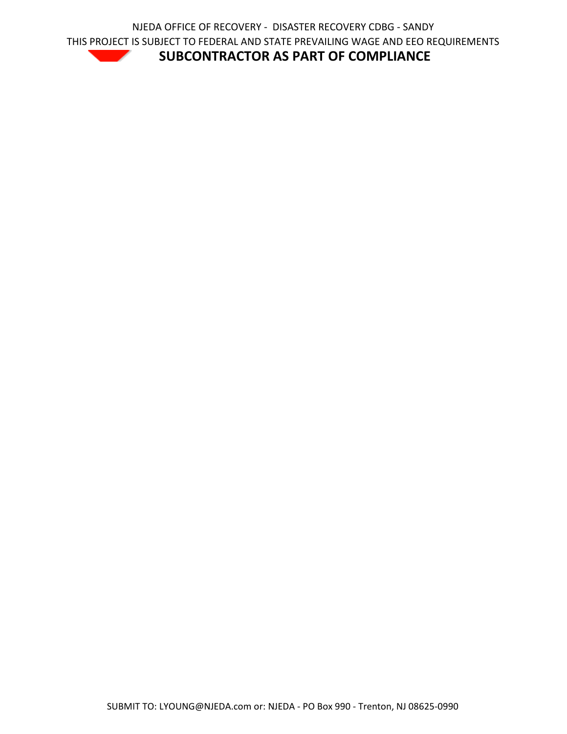NJEDA OFFICE OF RECOVERY - DISASTER RECOVERY CDBG - SANDY

THIS PROJECT IS SUBJECT TO FEDERAL AND STATE PREVAILING WAGE AND EEO REQUIREMENTS

**SUBCONTRACTOR AS PART OF COMPLIANCE**

SUBMIT TO: LYOUNG@NJEDA.com or: NJEDA - PO Box 990 - Trenton, NJ 08625-0990